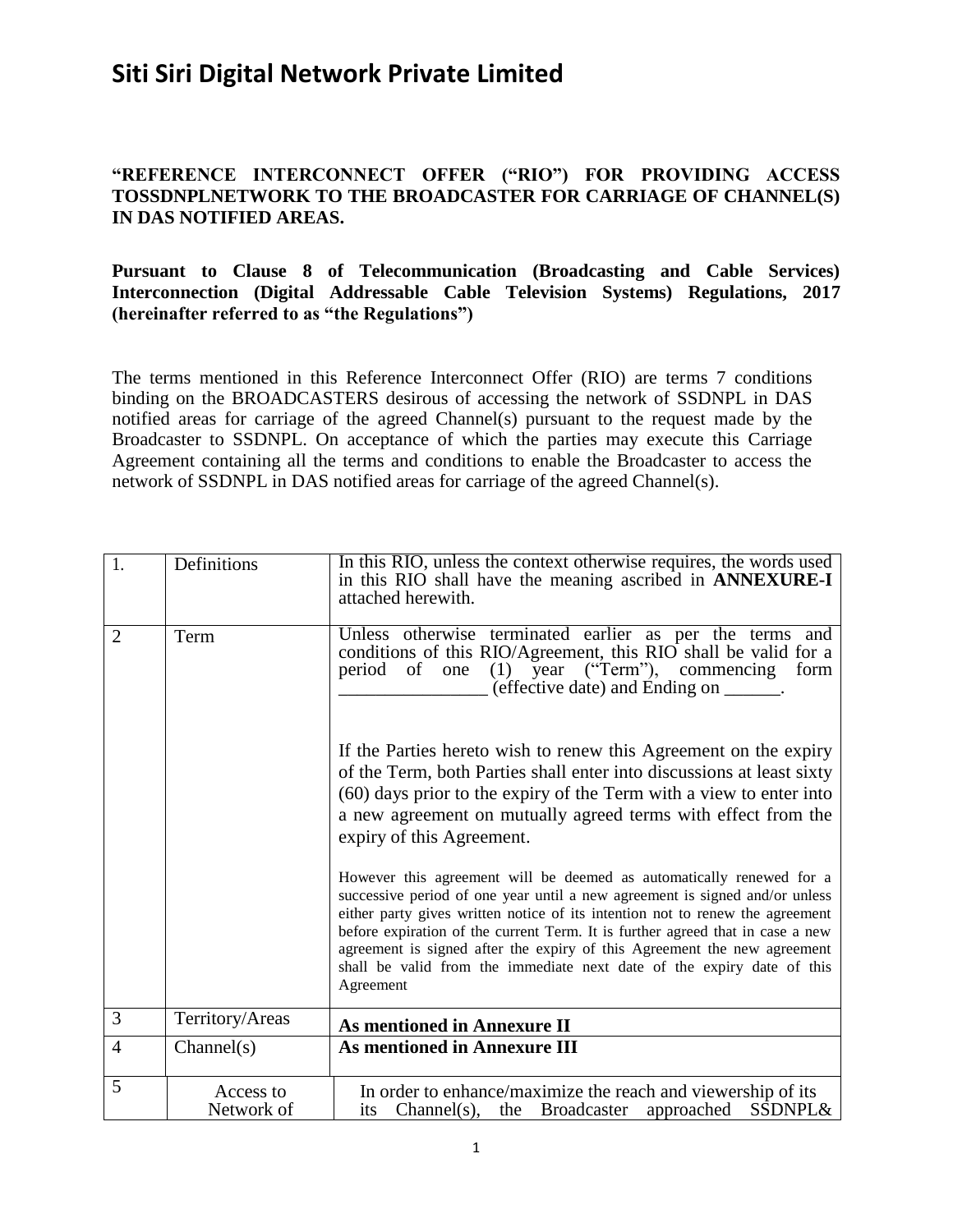# Siti Siri Digital Network Private Limited

**"REFERENCE INTERCONNECT OFFER ("RIO") FOR PROVIDING ACCESS TOSSDNPLNETWORK TO THE BROADCASTER FOR CARRIAGE OF CHANNEL(S) IN DAS NOTIFIED AREAS.**

**Pursuant to Clause 8 of Telecommunication (Broadcasting and Cable Services) Interconnection (Digital Addressable Cable Television Systems) Regulations, 2017 (hereinafter referred to as "the Regulations")**

The terms mentioned in this Reference Interconnect Offer (RIO) are terms 7 conditions binding on the BROADCASTERS desirous of accessing the network of SSDNPL in DAS notified areas for carriage of the agreed Channel(s) pursuant to the request made by the Broadcaster to SSDNPL. On acceptance of which the parties may execute this Carriage Agreement containing all the terms and conditions to enable the Broadcaster to access the network of SSDNPL in DAS notified areas for carriage of the agreed Channel(s).

| | | |
|---|---|---|
| 1. | Definitions | In this RIO, unless the context otherwise requires, the words used in this RIO shall have the meaning ascribed in **ANNEXURE-I** attached herewith. |
| 2 | Term | Unless otherwise terminated earlier as per the terms and conditions of this RIO/Agreement, this RIO shall be valid for a period of one (1) year ("Term"), commencing form ________________ (effective date) and Ending on ______.<br><br>If the Parties hereto wish to renew this Agreement on the expiry of the Term, both Parties shall enter into discussions at least sixty (60) days prior to the expiry of the Term with a view to enter into a new agreement on mutually agreed terms with effect from the expiry of this Agreement.<br><br>However this agreement will be deemed as automatically renewed for a successive period of one year until a new agreement is signed and/or unless either party gives written notice of its intention not to renew the agreement before expiration of the current Term. It is further agreed that in case a new agreement is signed after the expiry of this Agreement the new agreement shall be valid from the immediate next date of the expiry date of this Agreement |
| 3 | Territory/Areas | **As mentioned in Annexure II** |
| 4 | Channel(s) | **As mentioned in Annexure III** |
| 5 | Access to Network of | In order to enhance/maximize the reach and viewership of its its Channel(s), the Broadcaster approached SSDNPL& |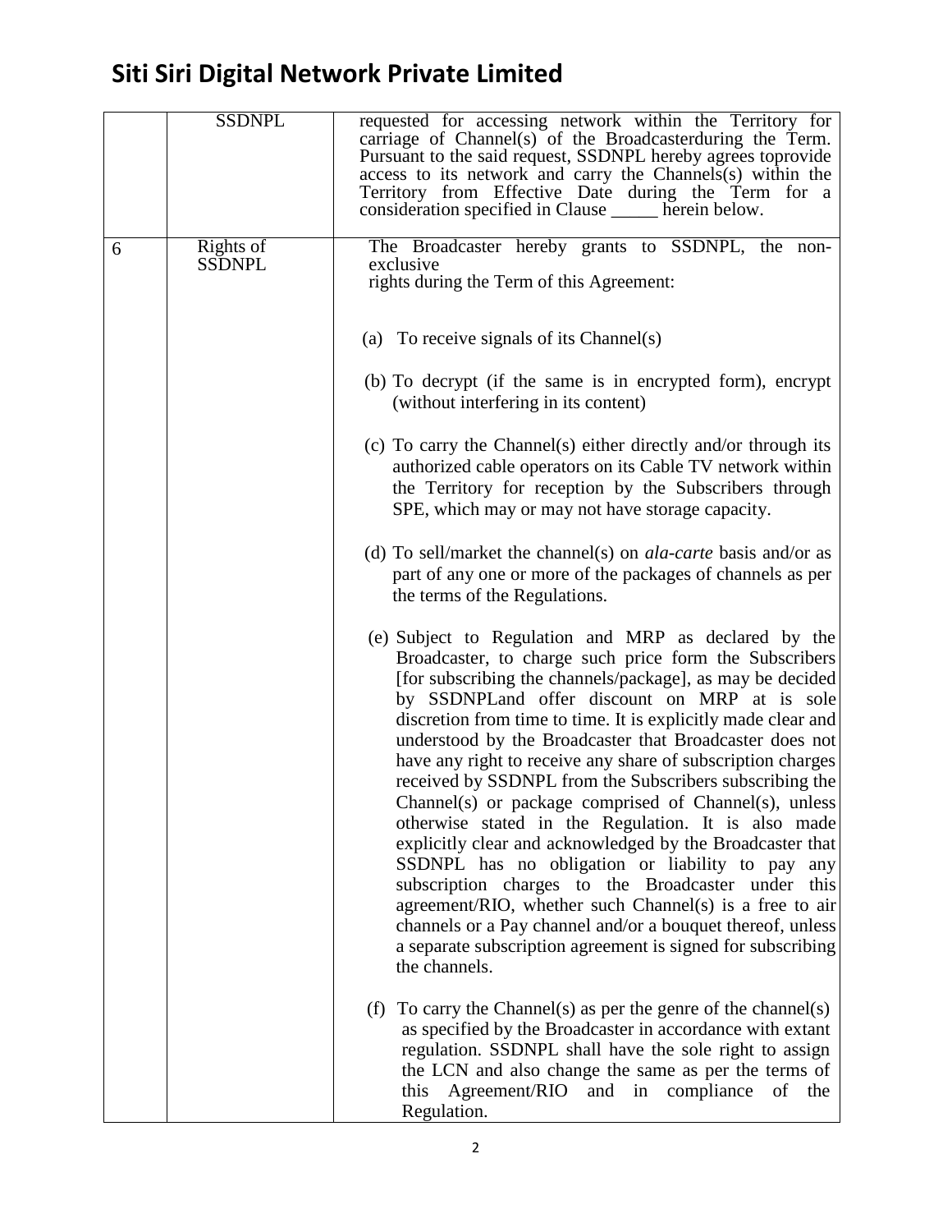# Siti Siri Digital Network Private Limited

| | | |
|---|---|---|
| | SSDNPL | requested for accessing network within the Territory for carriage of Channel(s) of the Broadcasterduring the Term. Pursuant to the said request, SSDNPL hereby agrees toprovide access to its network and carry the Channels(s) within the Territory from Effective Date during the Term for a consideration specified in Clause _____ herein below. |
| 6 | Rights of SSDNPL | The Broadcaster hereby grants to SSDNPL, the non-exclusive rights during the Term of this Agreement:<br><br>(a) To receive signals of its Channel(s)<br><br>(b) To decrypt (if the same is in encrypted form), encrypt (without interfering in its content)<br><br>(c) To carry the Channel(s) either directly and/or through its authorized cable operators on its Cable TV network within the Territory for reception by the Subscribers through SPE, which may or may not have storage capacity.<br><br>(d) To sell/market the channel(s) on *ala-carte* basis and/or as part of any one or more of the packages of channels as per the terms of the Regulations.<br><br>(e) Subject to Regulation and MRP as declared by the Broadcaster, to charge such price form the Subscribers [for subscribing the channels/package], as may be decided by SSDNPLand offer discount on MRP at is sole discretion from time to time. It is explicitly made clear and understood by the Broadcaster that Broadcaster does not have any right to receive any share of subscription charges received by SSDNPL from the Subscribers subscribing the Channel(s) or package comprised of Channel(s), unless otherwise stated in the Regulation. It is also made explicitly clear and acknowledged by the Broadcaster that SSDNPL has no obligation or liability to pay any subscription charges to the Broadcaster under this agreement/RIO, whether such Channel(s) is a free to air channels or a Pay channel and/or a bouquet thereof, unless a separate subscription agreement is signed for subscribing the channels.<br><br>(f) To carry the Channel(s) as per the genre of the channel(s) as specified by the Broadcaster in accordance with extant regulation. SSDNPL shall have the sole right to assign the LCN and also change the same as per the terms of this Agreement/RIO and in compliance of the Regulation. |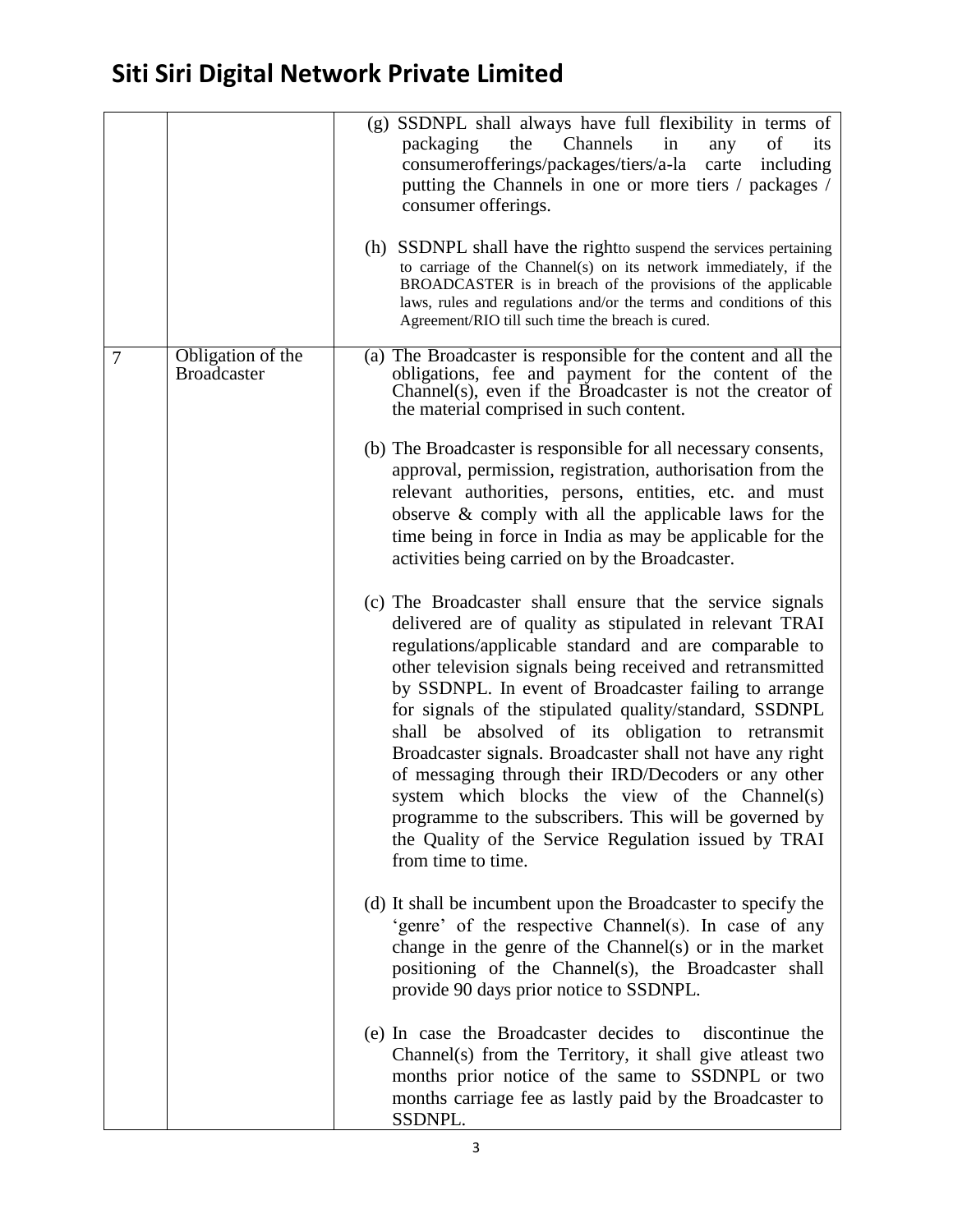# Siti Siri Digital Network Private Limited

| | | |
|---|---|---|
| | | (g) SSDNPL shall always have full flexibility in terms of packaging the Channels in any of its consumerofferings/packages/tiers/a-la carte including putting the Channels in one or more tiers / packages / consumer offerings.<br><br>(h) SSDNPL shall have the rightto suspend the services pertaining to carriage of the Channel(s) on its network immediately, if the BROADCASTER is in breach of the provisions of the applicable laws, rules and regulations and/or the terms and conditions of this Agreement/RIO till such time the breach is cured. |
| 7 | Obligation of the Broadcaster | (a) The Broadcaster is responsible for the content and all the obligations, fee and payment for the content of the Channel(s), even if the Broadcaster is not the creator of the material comprised in such content.<br><br>(b) The Broadcaster is responsible for all necessary consents, approval, permission, registration, authorisation from the relevant authorities, persons, entities, etc. and must observe & comply with all the applicable laws for the time being in force in India as may be applicable for the activities being carried on by the Broadcaster.<br><br>(c) The Broadcaster shall ensure that the service signals delivered are of quality as stipulated in relevant TRAI regulations/applicable standard and are comparable to other television signals being received and retransmitted by SSDNPL. In event of Broadcaster failing to arrange for signals of the stipulated quality/standard, SSDNPL shall be absolved of its obligation to retransmit Broadcaster signals. Broadcaster shall not have any right of messaging through their IRD/Decoders or any other system which blocks the view of the Channel(s) programme to the subscribers. This will be governed by the Quality of the Service Regulation issued by TRAI from time to time.<br><br>(d) It shall be incumbent upon the Broadcaster to specify the 'genre' of the respective Channel(s). In case of any change in the genre of the Channel(s) or in the market positioning of the Channel(s), the Broadcaster shall provide 90 days prior notice to SSDNPL.<br><br>(e) In case the Broadcaster decides to discontinue the Channel(s) from the Territory, it shall give atleast two months prior notice of the same to SSDNPL or two months carriage fee as lastly paid by the Broadcaster to SSDNPL. |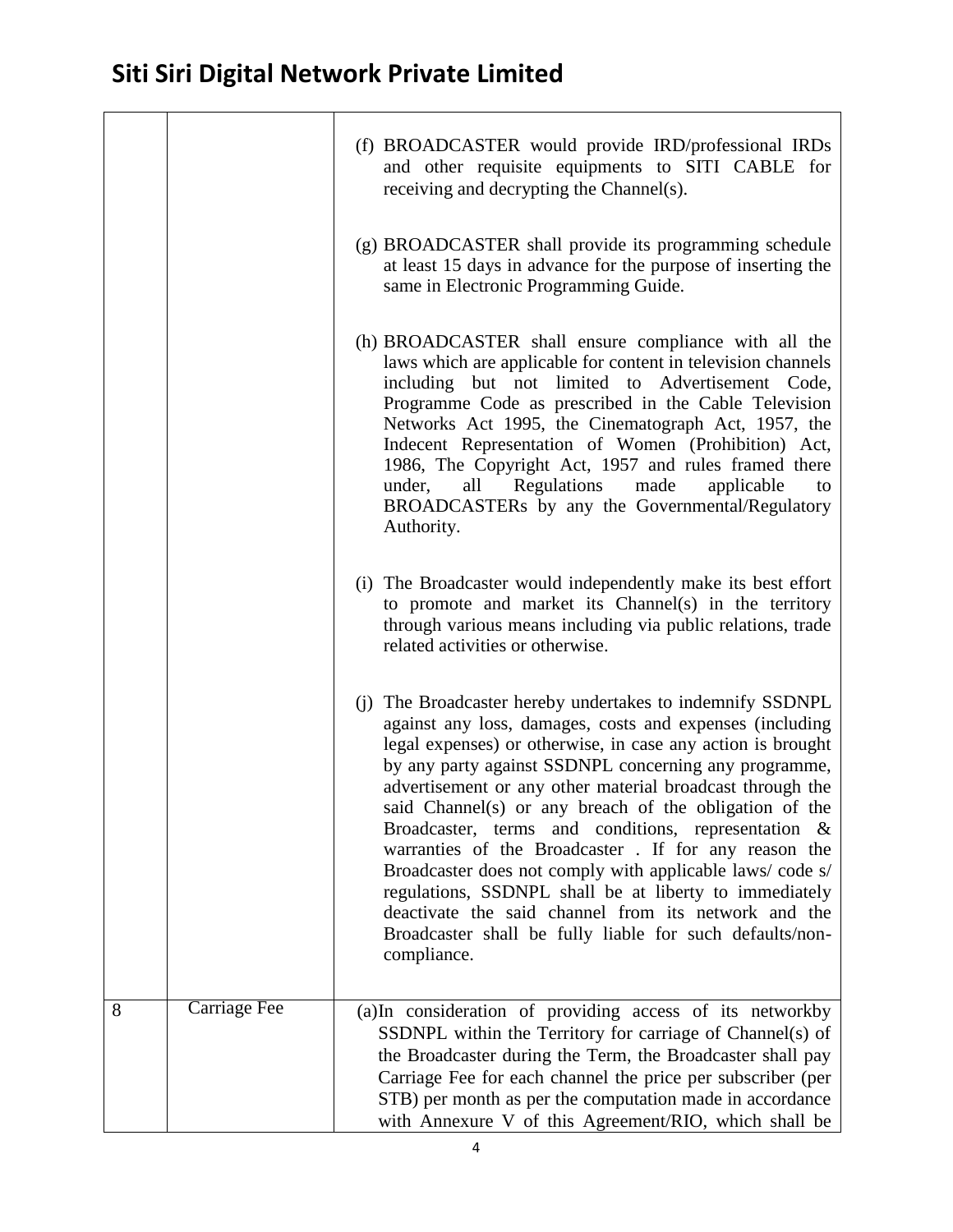# Siti Siri Digital Network Private Limited

| | | |
|---|---|---|
| | | (f) BROADCASTER would provide IRD/professional IRDs and other requisite equipments to SITI CABLE for receiving and decrypting the Channel(s).<br><br>(g) BROADCASTER shall provide its programming schedule at least 15 days in advance for the purpose of inserting the same in Electronic Programming Guide.<br><br>(h) BROADCASTER shall ensure compliance with all the laws which are applicable for content in television channels including but not limited to Advertisement Code, Programme Code as prescribed in the Cable Television Networks Act 1995, the Cinematograph Act, 1957, the Indecent Representation of Women (Prohibition) Act, 1986, The Copyright Act, 1957 and rules framed there under, all Regulations made applicable to BROADCASTERs by any the Governmental/Regulatory Authority.<br><br>(i) The Broadcaster would independently make its best effort to promote and market its Channel(s) in the territory through various means including via public relations, trade related activities or otherwise.<br><br>(j) The Broadcaster hereby undertakes to indemnify SSDNPL against any loss, damages, costs and expenses (including legal expenses) or otherwise, in case any action is brought by any party against SSDNPL concerning any programme, advertisement or any other material broadcast through the said Channel(s) or any breach of the obligation of the Broadcaster, terms and conditions, representation & warranties of the Broadcaster . If for any reason the Broadcaster does not comply with applicable laws/ code s/ regulations, SSDNPL shall be at liberty to immediately deactivate the said channel from its network and the Broadcaster shall be fully liable for such defaults/non-compliance. |
| 8 | Carriage Fee | (a)In consideration of providing access of its networkby SSDNPL within the Territory for carriage of Channel(s) of the Broadcaster during the Term, the Broadcaster shall pay Carriage Fee for each channel the price per subscriber (per STB) per month as per the computation made in accordance with Annexure V of this Agreement/RIO, which shall be |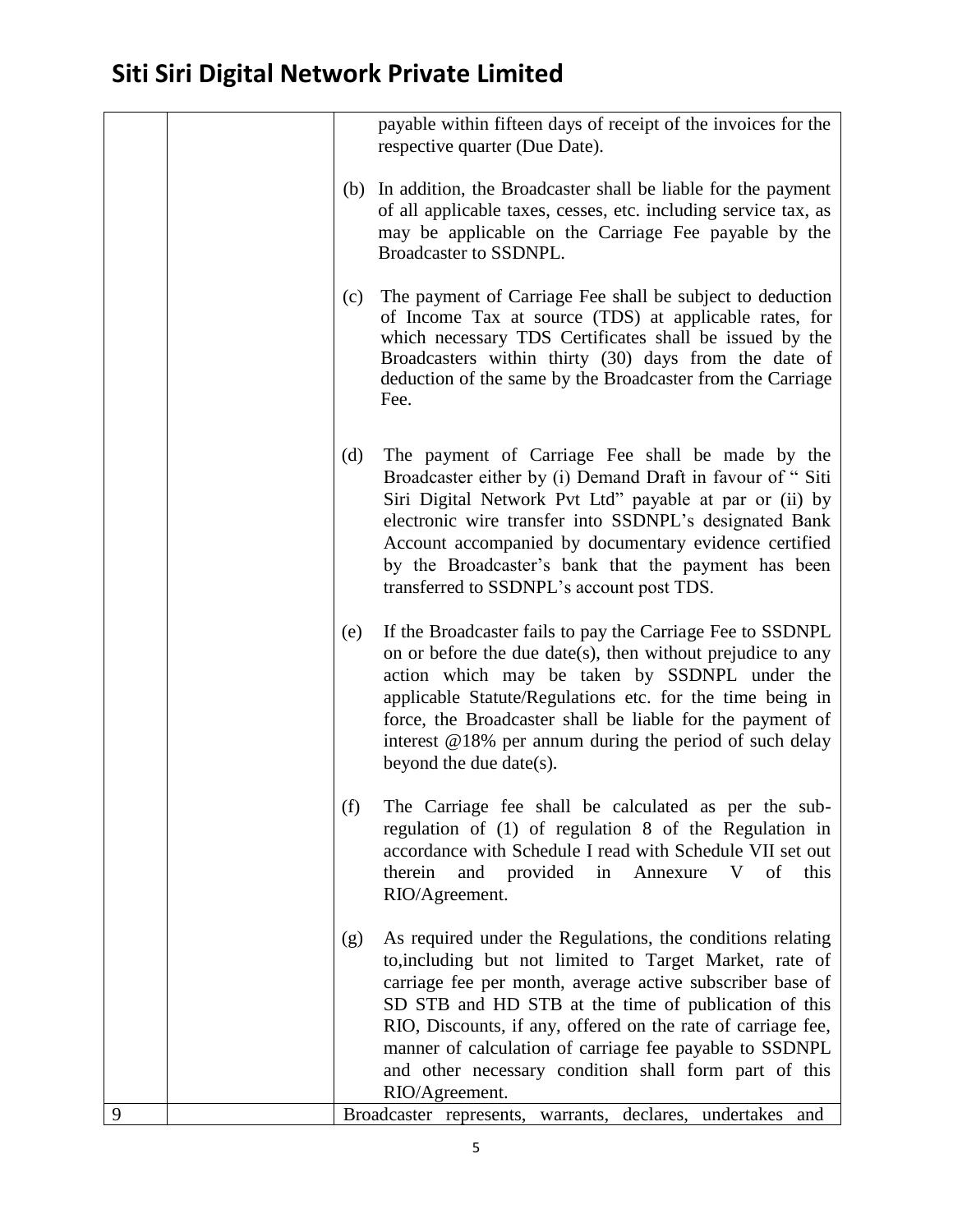| | | |
|---|---|---|
| | | payable within fifteen days of receipt of the invoices for the respective quarter (Due Date).<br><br>(b) In addition, the Broadcaster shall be liable for the payment of all applicable taxes, cesses, etc. including service tax, as may be applicable on the Carriage Fee payable by the Broadcaster to SSDNPL.<br><br>(c) The payment of Carriage Fee shall be subject to deduction of Income Tax at source (TDS) at applicable rates, for which necessary TDS Certificates shall be issued by the Broadcasters within thirty (30) days from the date of deduction of the same by the Broadcaster from the Carriage Fee.<br><br>(d) The payment of Carriage Fee shall be made by the Broadcaster either by (i) Demand Draft in favour of " Siti Siri Digital Network Pvt Ltd" payable at par or (ii) by electronic wire transfer into SSDNPL's designated Bank Account accompanied by documentary evidence certified by the Broadcaster's bank that the payment has been transferred to SSDNPL's account post TDS.<br><br>(e) If the Broadcaster fails to pay the Carriage Fee to SSDNPL on or before the due date(s), then without prejudice to any action which may be taken by SSDNPL under the applicable Statute/Regulations etc. for the time being in force, the Broadcaster shall be liable for the payment of interest @18% per annum during the period of such delay beyond the due date(s).<br><br>(f) The Carriage fee shall be calculated as per the sub-regulation of (1) of regulation 8 of the Regulation in accordance with Schedule I read with Schedule VII set out therein and provided in Annexure V of this RIO/Agreement.<br><br>(g) As required under the Regulations, the conditions relating to,including but not limited to Target Market, rate of carriage fee per month, average active subscriber base of SD STB and HD STB at the time of publication of this RIO, Discounts, if any, offered on the rate of carriage fee, manner of calculation of carriage fee payable to SSDNPL and other necessary condition shall form part of this RIO/Agreement. |
| 9 | | Broadcaster represents, warrants, declares, undertakes and |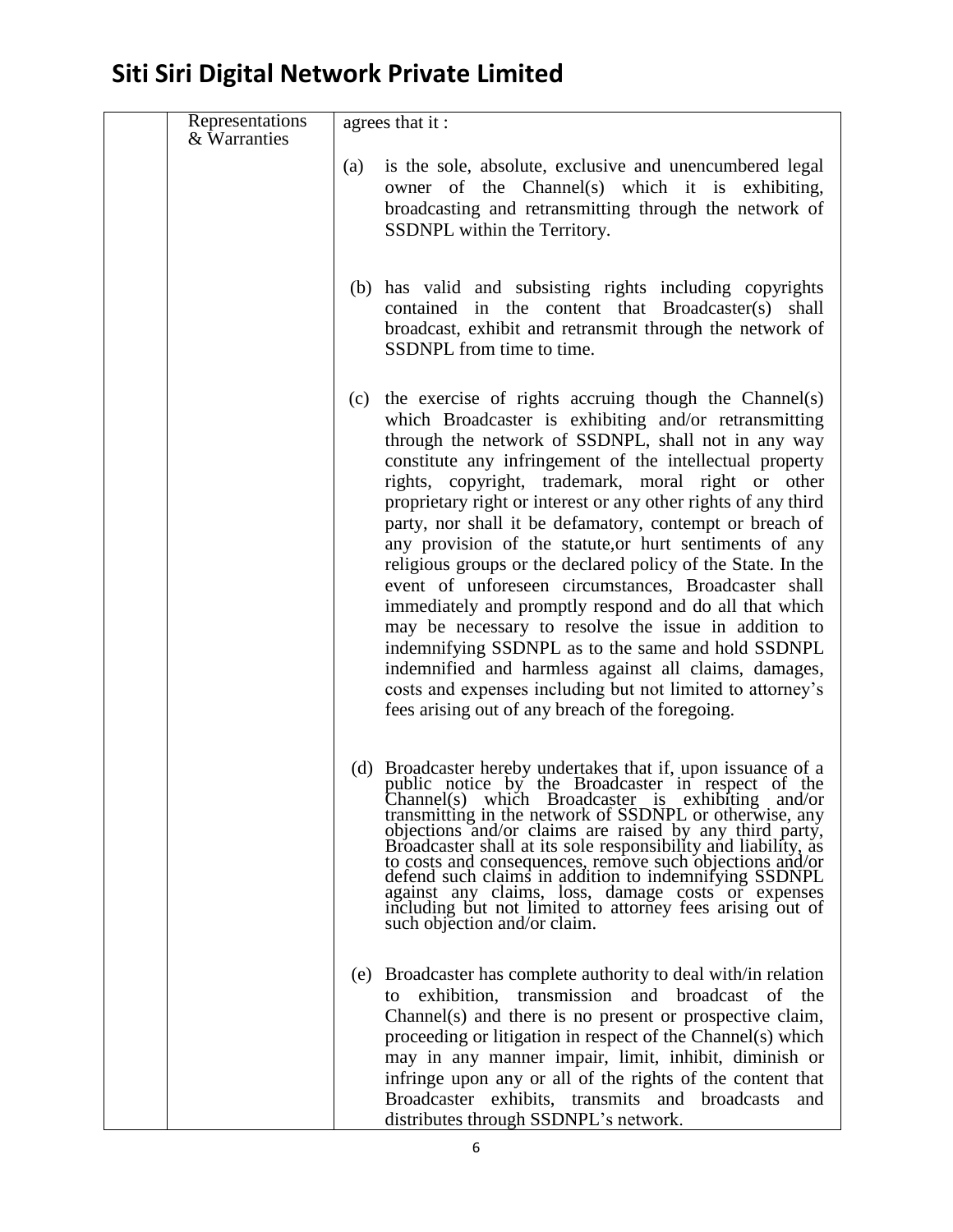# Siti Siri Digital Network Private Limited

| | | |
|---|---|---|
| | Representations & Warranties | agrees that it :<br><br>(a) is the sole, absolute, exclusive and unencumbered legal owner of the Channel(s) which it is exhibiting, broadcasting and retransmitting through the network of SSDNPL within the Territory.<br><br>(b) has valid and subsisting rights including copyrights contained in the content that Broadcaster(s) shall broadcast, exhibit and retransmit through the network of SSDNPL from time to time.<br><br>(c) the exercise of rights accruing though the Channel(s) which Broadcaster is exhibiting and/or retransmitting through the network of SSDNPL, shall not in any way constitute any infringement of the intellectual property rights, copyright, trademark, moral right or other proprietary right or interest or any other rights of any third party, nor shall it be defamatory, contempt or breach of any provision of the statute,or hurt sentiments of any religious groups or the declared policy of the State. In the event of unforeseen circumstances, Broadcaster shall immediately and promptly respond and do all that which may be necessary to resolve the issue in addition to indemnifying SSDNPL as to the same and hold SSDNPL indemnified and harmless against all claims, damages, costs and expenses including but not limited to attorney's fees arising out of any breach of the foregoing.<br><br>(d) Broadcaster hereby undertakes that if, upon issuance of a public notice by the Broadcaster in respect of the Channel(s) which Broadcaster is exhibiting and/or transmitting in the network of SSDNPL or otherwise, any objections and/or claims are raised by any third party, Broadcaster shall at its sole responsibility and liability, as to costs and consequences, remove such objections and/or defend such claims in addition to indemnifying SSDNPL against any claims, loss, damage costs or expenses including but not limited to attorney fees arising out of such objection and/or claim.<br><br>(e) Broadcaster has complete authority to deal with/in relation to exhibition, transmission and broadcast of the Channel(s) and there is no present or prospective claim, proceeding or litigation in respect of the Channel(s) which may in any manner impair, limit, inhibit, diminish or infringe upon any or all of the rights of the content that Broadcaster exhibits, transmits and broadcasts and distributes through SSDNPL's network. |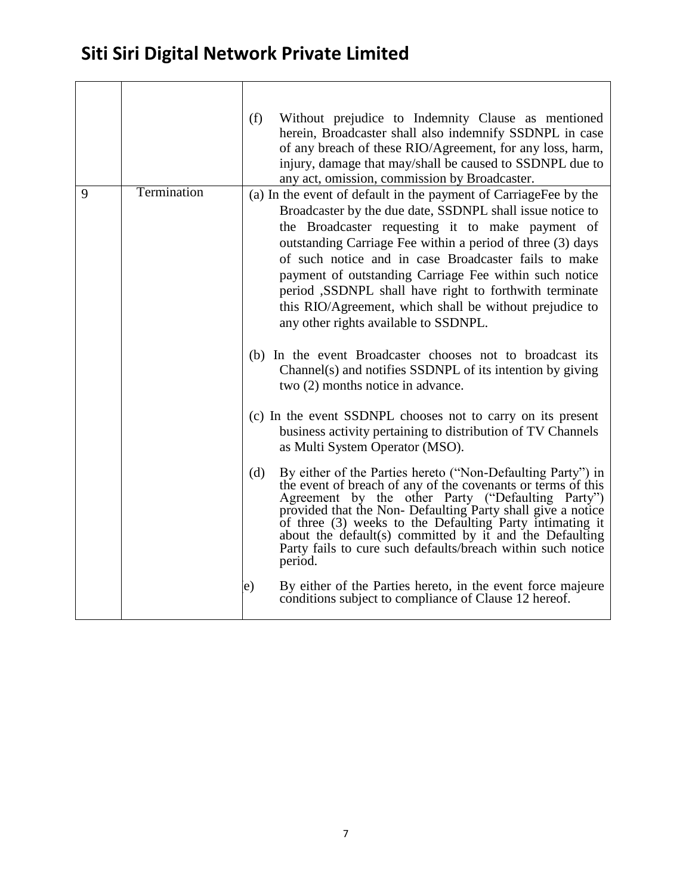# Siti Siri Digital Network Private Limited

| | | |
|---|---|---|
| | | (f) Without prejudice to Indemnity Clause as mentioned herein, Broadcaster shall also indemnify SSDNPL in case of any breach of these RIO/Agreement, for any loss, harm, injury, damage that may/shall be caused to SSDNPL due to any act, omission, commission by Broadcaster. |
| 9 | Termination | (a) In the event of default in the payment of CarriageFee by the Broadcaster by the due date, SSDNPL shall issue notice to the Broadcaster requesting it to make payment of outstanding Carriage Fee within a period of three (3) days of such notice and in case Broadcaster fails to make payment of outstanding Carriage Fee within such notice period ,SSDNPL shall have right to forthwith terminate this RIO/Agreement, which shall be without prejudice to any other rights available to SSDNPL.<br><br>(b) In the event Broadcaster chooses not to broadcast its Channel(s) and notifies SSDNPL of its intention by giving two (2) months notice in advance.<br><br>(c) In the event SSDNPL chooses not to carry on its present business activity pertaining to distribution of TV Channels as Multi System Operator (MSO).<br><br>(d) By either of the Parties hereto ("Non-Defaulting Party") in the event of breach of any of the covenants or terms of this Agreement by the other Party ("Defaulting Party") provided that the Non- Defaulting Party shall give a notice of three (3) weeks to the Defaulting Party intimating it about the default(s) committed by it and the Defaulting Party fails to cure such defaults/breach within such notice period.<br><br>e) By either of the Parties hereto, in the event force majeure conditions subject to compliance of Clause 12 hereof. |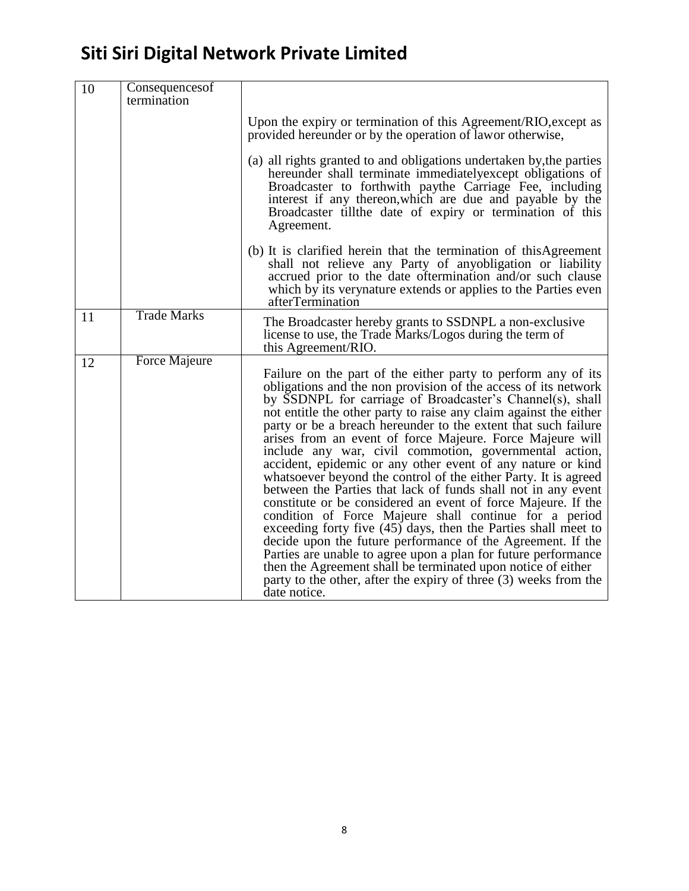| 10 | Consequencesof termination | Upon the expiry or termination of this Agreement/RIO,except as provided hereunder or by the operation of lawor otherwise,<br><br>(a) all rights granted to and obligations undertaken by,the parties hereunder shall terminate immediatelyexcept obligations of Broadcaster to forthwith paythe Carriage Fee, including interest if any thereon,which are due and payable by the Broadcaster tillthe date of expiry or termination of this Agreement.<br><br>(b) It is clarified herein that the termination of thisAgreement shall not relieve any Party of anyobligation or liability accrued prior to the date oftermination and/or such clause which by its verynature extends or applies to the Parties even afterTermination |
|---|---|---|
| 11 | Trade Marks | The Broadcaster hereby grants to SSDNPL a non-exclusive license to use, the Trade Marks/Logos during the term of this Agreement/RIO. |
| 12 | Force Majeure | Failure on the part of the either party to perform any of its obligations and the non provision of the access of its network by SSDNPL for carriage of Broadcaster's Channel(s), shall not entitle the other party to raise any claim against the either party or be a breach hereunder to the extent that such failure arises from an event of force Majeure. Force Majeure will include any war, civil commotion, governmental action, accident, epidemic or any other event of any nature or kind whatsoever beyond the control of the either Party. It is agreed between the Parties that lack of funds shall not in any event constitute or be considered an event of force Majeure. If the condition of Force Majeure shall continue for a period exceeding forty five (45) days, then the Parties shall meet to decide upon the future performance of the Agreement. If the Parties are unable to agree upon a plan for future performance then the Agreement shall be terminated upon notice of either party to the other, after the expiry of three (3) weeks from the date notice. |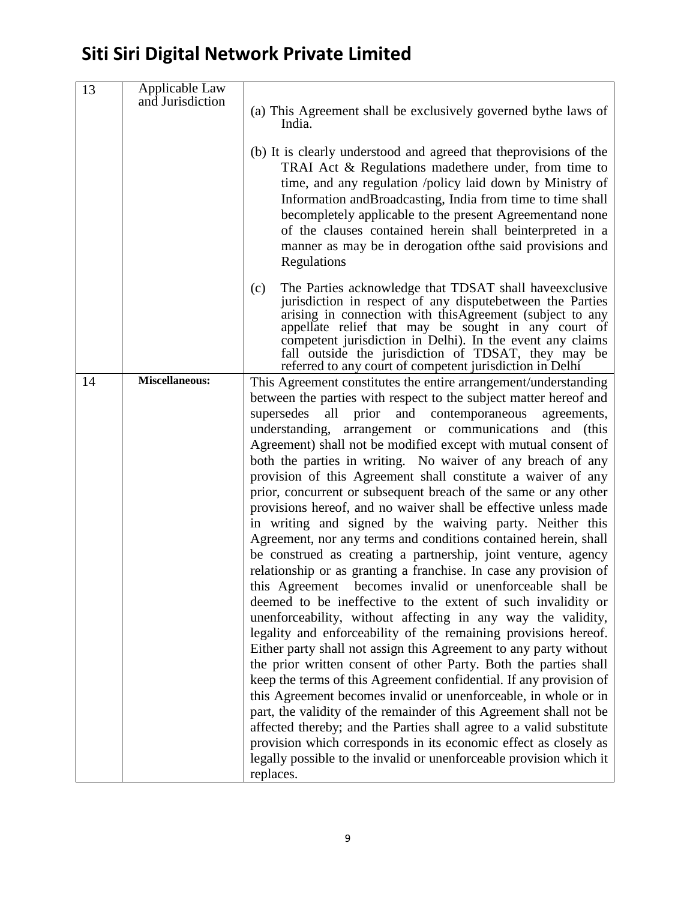# Siti Siri Digital Network Private Limited

| 13 | Applicable Law and Jurisdiction | (a) This Agreement shall be exclusively governed bythe laws of India.<br><br>(b) It is clearly understood and agreed that theprovisions of the TRAI Act & Regulations madethere under, from time to time, and any regulation /policy laid down by Ministry of Information andBroadcasting, India from time to time shall becompletely applicable to the present Agreementand none of the clauses contained herein shall beinterpreted in a manner as may be in derogation ofthe said provisions and Regulations<br><br>(c) The Parties acknowledge that TDSAT shall haveexclusive jurisdiction in respect of any disputebetween the Parties arising in connection with thisAgreement (subject to any appellate relief that may be sought in any court of competent jurisdiction in Delhi). In the event any claims fall outside the jurisdiction of TDSAT, they may be referred to any court of competent jurisdiction in Delhi |
|---|---|---|
| 14 | **Miscellaneous:** | This Agreement constitutes the entire arrangement/understanding between the parties with respect to the subject matter hereof and supersedes all prior and contemporaneous agreements, understanding, arrangement or communications and (this Agreement) shall not be modified except with mutual consent of both the parties in writing. No waiver of any breach of any provision of this Agreement shall constitute a waiver of any prior, concurrent or subsequent breach of the same or any other provisions hereof, and no waiver shall be effective unless made in writing and signed by the waiving party. Neither this Agreement, nor any terms and conditions contained herein, shall be construed as creating a partnership, joint venture, agency relationship or as granting a franchise. In case any provision of this Agreement becomes invalid or unenforceable shall be deemed to be ineffective to the extent of such invalidity or unenforceability, without affecting in any way the validity, legality and enforceability of the remaining provisions hereof. Either party shall not assign this Agreement to any party without the prior written consent of other Party. Both the parties shall keep the terms of this Agreement confidential. If any provision of this Agreement becomes invalid or unenforceable, in whole or in part, the validity of the remainder of this Agreement shall not be affected thereby; and the Parties shall agree to a valid substitute provision which corresponds in its economic effect as closely as legally possible to the invalid or unenforceable provision which it replaces. |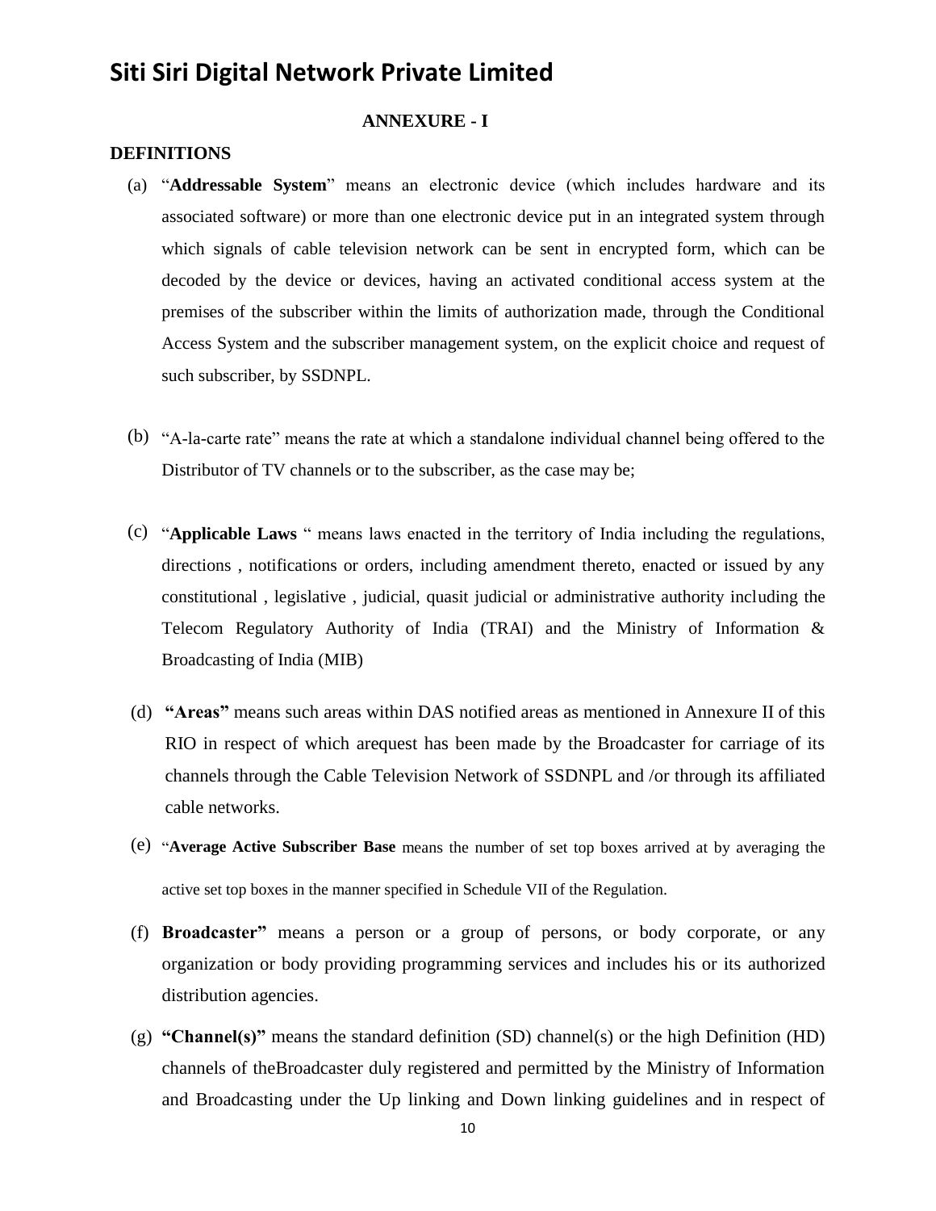# Siti Siri Digital Network Private Limited

**ANNEXURE - I**

**DEFINITIONS**

(a) "**Addressable System**" means an electronic device (which includes hardware and its associated software) or more than one electronic device put in an integrated system through which signals of cable television network can be sent in encrypted form, which can be decoded by the device or devices, having an activated conditional access system at the premises of the subscriber within the limits of authorization made, through the Conditional Access System and the subscriber management system, on the explicit choice and request of such subscriber, by SSDNPL.

(b) "A-la-carte rate" means the rate at which a standalone individual channel being offered to the Distributor of TV channels or to the subscriber, as the case may be;

(c) "**Applicable Laws** " means laws enacted in the territory of India including the regulations, directions , notifications or orders, including amendment thereto, enacted or issued by any constitutional , legislative , judicial, quasit judicial or administrative authority including the Telecom Regulatory Authority of India (TRAI) and the Ministry of Information & Broadcasting of India (MIB)

(d) **"Areas"** means such areas within DAS notified areas as mentioned in Annexure II of this RIO in respect of which arequest has been made by the Broadcaster for carriage of its channels through the Cable Television Network of SSDNPL and /or through its affiliated cable networks.

(e) "**Average Active Subscriber Base** means the number of set top boxes arrived at by averaging the active set top boxes in the manner specified in Schedule VII of the Regulation.

(f) **Broadcaster"** means a person or a group of persons, or body corporate, or any organization or body providing programming services and includes his or its authorized distribution agencies.

(g) **"Channel(s)"** means the standard definition (SD) channel(s) or the high Definition (HD) channels of theBroadcaster duly registered and permitted by the Ministry of Information and Broadcasting under the Up linking and Down linking guidelines and in respect of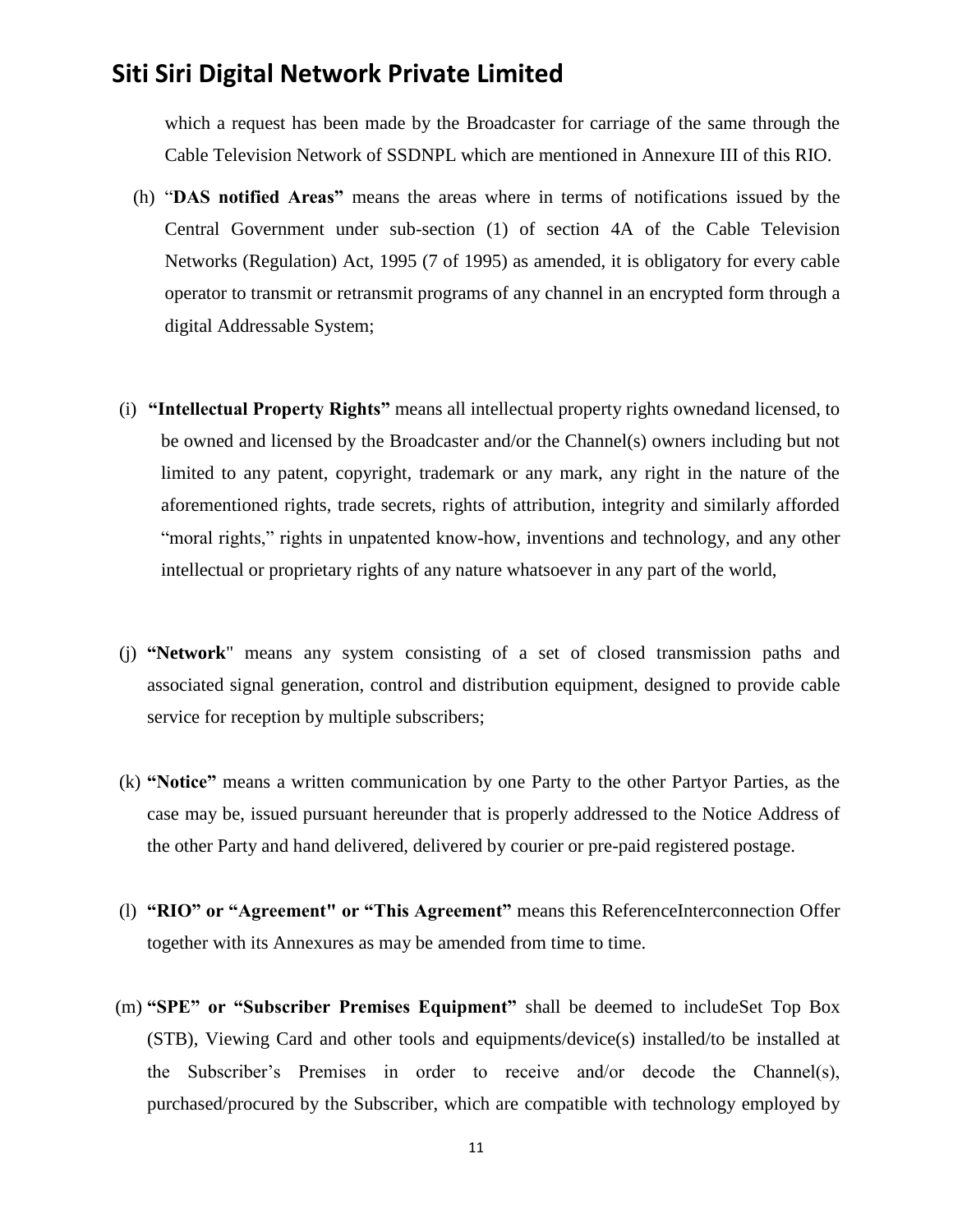which a request has been made by the Broadcaster for carriage of the same through the Cable Television Network of SSDNPL which are mentioned in Annexure III of this RIO.

(h) "**DAS notified Areas"** means the areas where in terms of notifications issued by the Central Government under sub-section (1) of section 4A of the Cable Television Networks (Regulation) Act, 1995 (7 of 1995) as amended, it is obligatory for every cable operator to transmit or retransmit programs of any channel in an encrypted form through a digital Addressable System;

(i) **"Intellectual Property Rights"** means all intellectual property rights ownedand licensed, to be owned and licensed by the Broadcaster and/or the Channel(s) owners including but not limited to any patent, copyright, trademark or any mark, any right in the nature of the aforementioned rights, trade secrets, rights of attribution, integrity and similarly afforded "moral rights," rights in unpatented know-how, inventions and technology, and any other intellectual or proprietary rights of any nature whatsoever in any part of the world,

(j) **"Network**" means any system consisting of a set of closed transmission paths and associated signal generation, control and distribution equipment, designed to provide cable service for reception by multiple subscribers;

(k) **"Notice"** means a written communication by one Party to the other Partyor Parties, as the case may be, issued pursuant hereunder that is properly addressed to the Notice Address of the other Party and hand delivered, delivered by courier or pre-paid registered postage.

(l) **"RIO" or "Agreement" or "This Agreement"** means this ReferenceInterconnection Offer together with its Annexures as may be amended from time to time.

(m) **"SPE" or "Subscriber Premises Equipment"** shall be deemed to includeSet Top Box (STB), Viewing Card and other tools and equipments/device(s) installed/to be installed at the Subscriber's Premises in order to receive and/or decode the Channel(s), purchased/procured by the Subscriber, which are compatible with technology employed by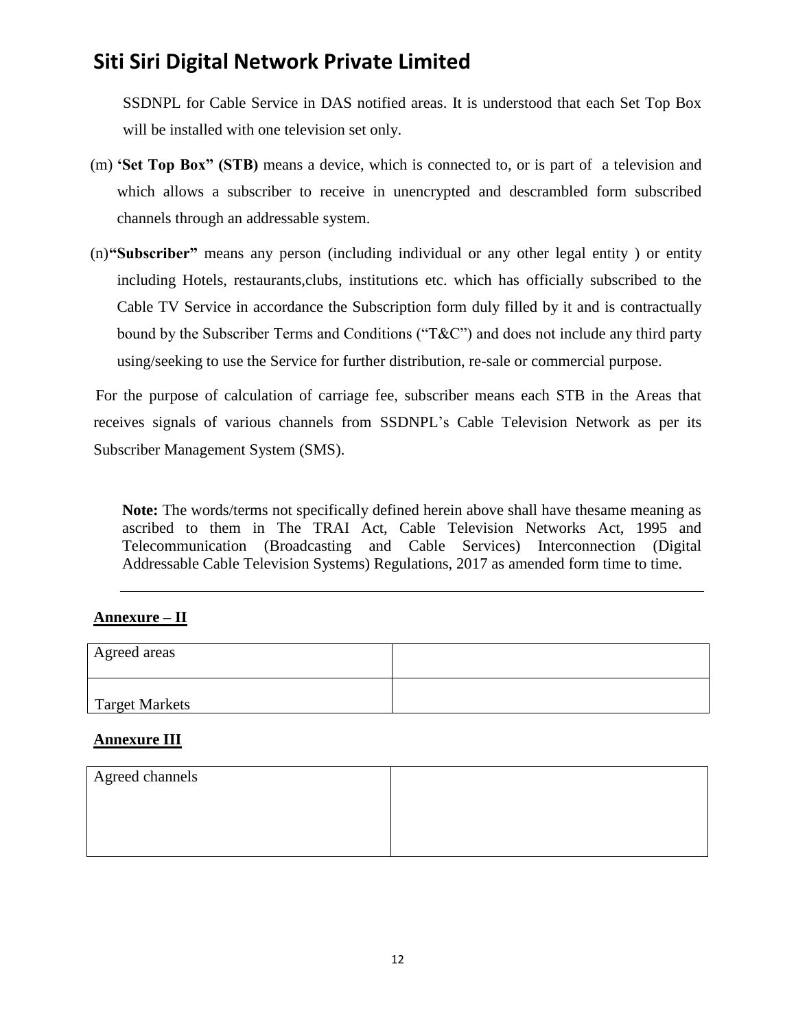SSDNPL for Cable Service in DAS notified areas. It is understood that each Set Top Box will be installed with one television set only.

(m) **'Set Top Box" (STB)** means a device, which is connected to, or is part of a television and which allows a subscriber to receive in unencrypted and descrambled form subscribed channels through an addressable system.

(n) **"Subscriber"** means any person (including individual or any other legal entity ) or entity including Hotels, restaurants,clubs, institutions etc. which has officially subscribed to the Cable TV Service in accordance the Subscription form duly filled by it and is contractually bound by the Subscriber Terms and Conditions ("T&C") and does not include any third party using/seeking to use the Service for further distribution, re-sale or commercial purpose.

For the purpose of calculation of carriage fee, subscriber means each STB in the Areas that receives signals of various channels from SSDNPL's Cable Television Network as per its Subscriber Management System (SMS).

**Note:** The words/terms not specifically defined herein above shall have thesame meaning as ascribed to them in The TRAI Act, Cable Television Networks Act, 1995 and Telecommunication (Broadcasting and Cable Services) Interconnection (Digital Addressable Cable Television Systems) Regulations, 2017 as amended form time to time.

---

**Annexure – II**

| Agreed areas | |
|---|---|
| Target Markets | |

**Annexure III**

| Agreed channels | |
|---|---|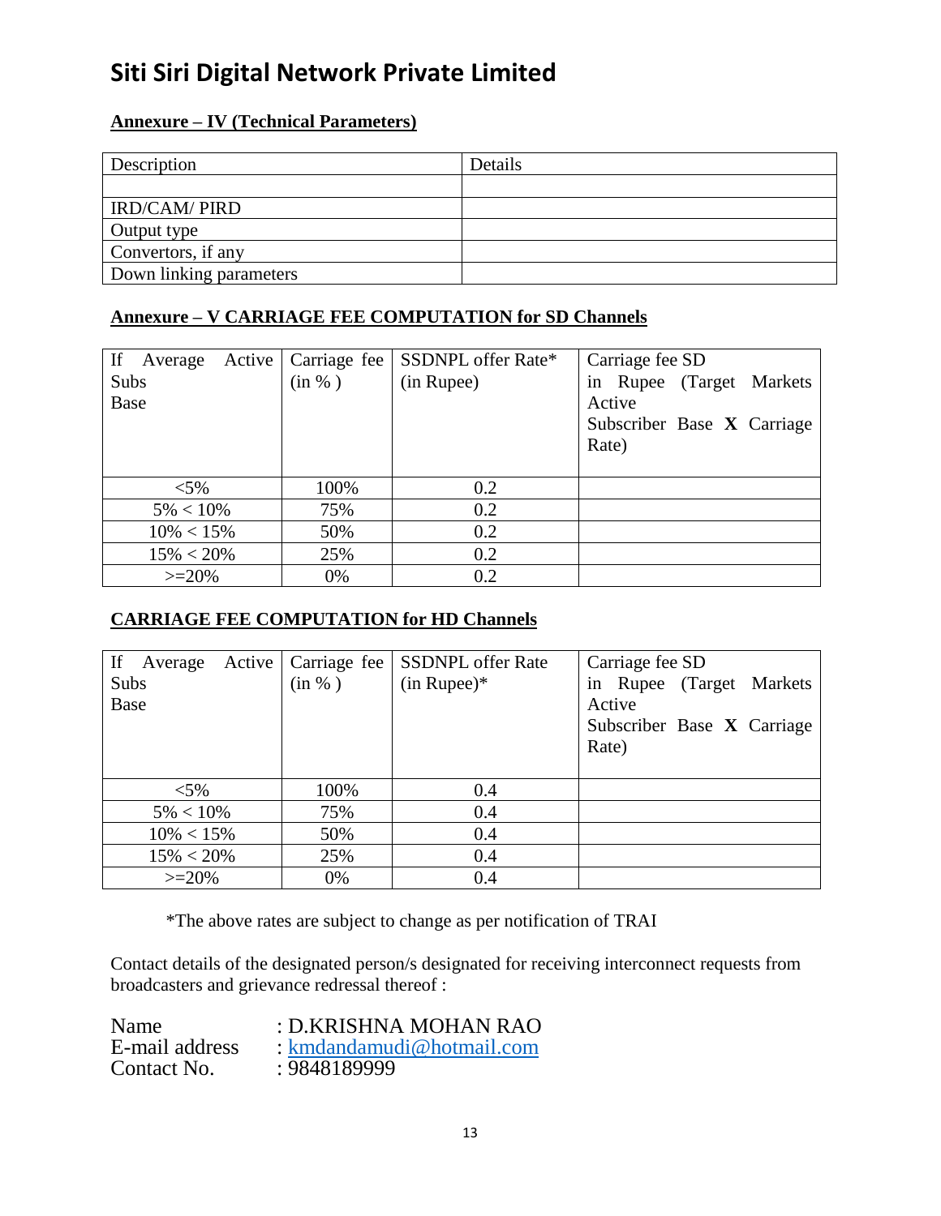# Siti Siri Digital Network Private Limited

**Annexure – IV (Technical Parameters)**

| Description | Details |
|---|---|
| | |
| IRD/CAM/ PIRD | |
| Output type | |
| Convertors, if any | |
| Down linking parameters | |

**Annexure – V CARRIAGE FEE COMPUTATION for SD Channels**

| If Average Active Subs Base | Carriage fee (in % ) | SSDNPL offer Rate* (in Rupee) | Carriage fee SD in Rupee (Target Markets Active Subscriber Base **X** Carriage Rate) |
|---|---|---|---|
| <5% | 100% | 0.2 | |
| 5% < 10% | 75% | 0.2 | |
| 10% < 15% | 50% | 0.2 | |
| 15% < 20% | 25% | 0.2 | |
| >=20% | 0% | 0.2 | |

**CARRIAGE FEE COMPUTATION for HD Channels**

| If Average Active Subs Base | Carriage fee (in % ) | SSDNPL offer Rate (in Rupee)* | Carriage fee SD in Rupee (Target Markets Active Subscriber Base **X** Carriage Rate) |
|---|---|---|---|
| <5% | 100% | 0.4 | |
| 5% < 10% | 75% | 0.4 | |
| 10% < 15% | 50% | 0.4 | |
| 15% < 20% | 25% | 0.4 | |
| >=20% | 0% | 0.4 | |

*The above rates are subject to change as per notification of TRAI

Contact details of the designated person/s designated for receiving interconnect requests from broadcasters and grievance redressal thereof :

Name : D.KRISHNA MOHAN RAO
E-mail address : kmdandamudi@hotmail.com
Contact No. : 9848189999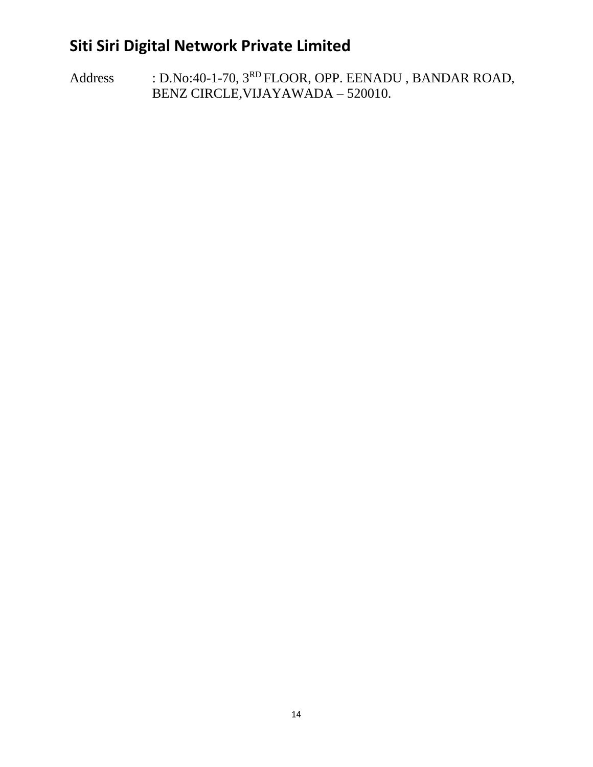## Siti Siri Digital Network Private Limited

Address : D.No:40-1-70, 3RD FLOOR, OPP. EENADU , BANDAR ROAD, BENZ CIRCLE,VIJAYAWADA – 520010.